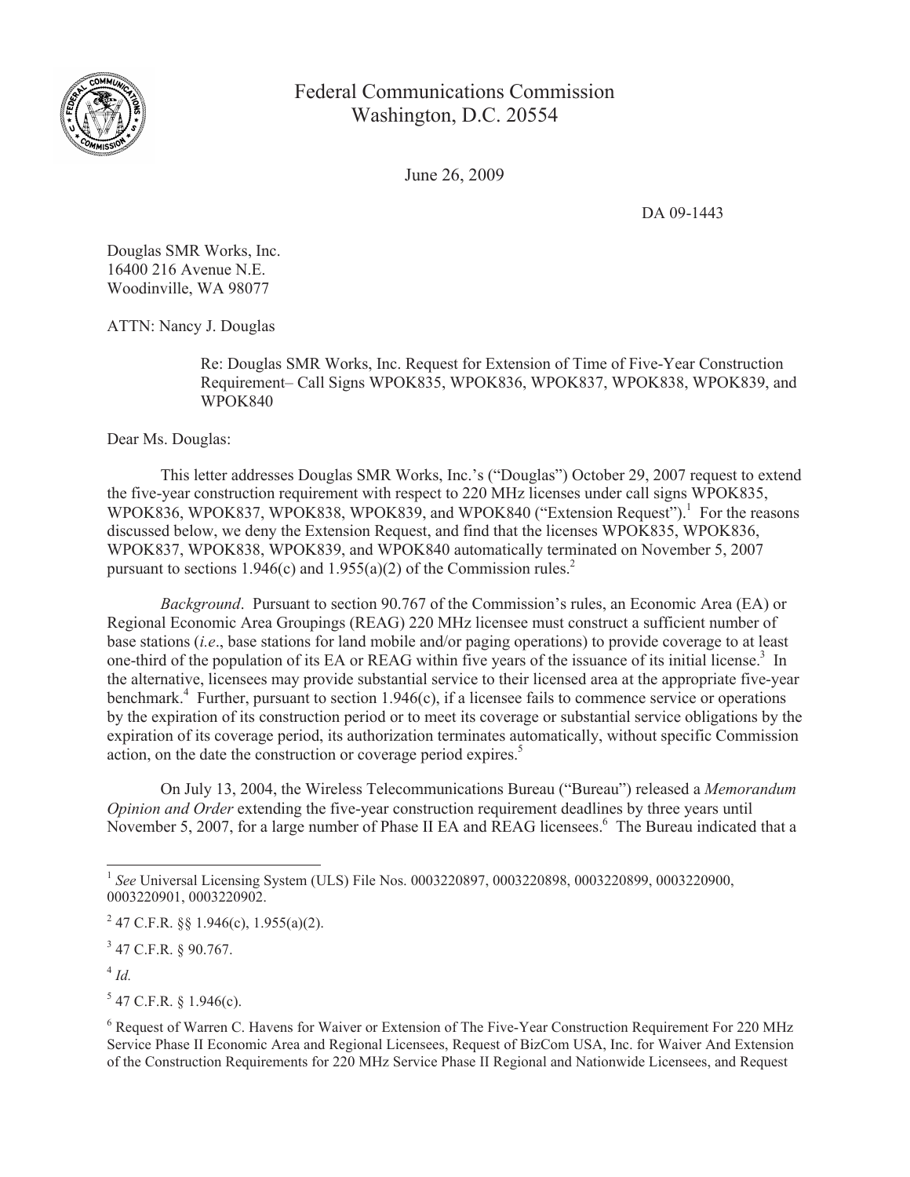Federal Communications Commission
Washington, D.C. 20554

June 26, 2009

DA 09-1443

Douglas SMR Works, Inc.
16400 216 Avenue N.E.
Woodinville, WA 98077

ATTN: Nancy J. Douglas

Re: Douglas SMR Works, Inc. Request for Extension of Time of Five-Year Construction Requirement– Call Signs WPOK835, WPOK836, WPOK837, WPOK838, WPOK839, and WPOK840

Dear Ms. Douglas:

This letter addresses Douglas SMR Works, Inc.'s ("Douglas") October 29, 2007 request to extend the five-year construction requirement with respect to 220 MHz licenses under call signs WPOK835, WPOK836, WPOK837, WPOK838, WPOK839, and WPOK840 ("Extension Request").[1] For the reasons discussed below, we deny the Extension Request, and find that the licenses WPOK835, WPOK836, WPOK837, WPOK838, WPOK839, and WPOK840 automatically terminated on November 5, 2007 pursuant to sections 1.946(c) and 1.955(a)(2) of the Commission rules.[2]

*Background*. Pursuant to section 90.767 of the Commission's rules, an Economic Area (EA) or Regional Economic Area Groupings (REAG) 220 MHz licensee must construct a sufficient number of base stations (*i.e*., base stations for land mobile and/or paging operations) to provide coverage to at least one-third of the population of its EA or REAG within five years of the issuance of its initial license.[3] In the alternative, licensees may provide substantial service to their licensed area at the appropriate five-year benchmark.[4] Further, pursuant to section 1.946(c), if a licensee fails to commence service or operations by the expiration of its construction period or to meet its coverage or substantial service obligations by the expiration of its coverage period, its authorization terminates automatically, without specific Commission action, on the date the construction or coverage period expires.[5]

On July 13, 2004, the Wireless Telecommunications Bureau ("Bureau") released a *Memorandum Opinion and Order* extending the five-year construction requirement deadlines by three years until November 5, 2007, for a large number of Phase II EA and REAG licensees.[6] The Bureau indicated that a

---

[1] *See* Universal Licensing System (ULS) File Nos. 0003220897, 0003220898, 0003220899, 0003220900, 0003220901, 0003220902.

[2] 47 C.F.R. §§ 1.946(c), 1.955(a)(2).

[3] 47 C.F.R. § 90.767.

[4] *Id.*

[5] 47 C.F.R. § 1.946(c).

[6] Request of Warren C. Havens for Waiver or Extension of The Five-Year Construction Requirement For 220 MHz Service Phase II Economic Area and Regional Licensees, Request of BizCom USA, Inc. for Waiver And Extension of the Construction Requirements for 220 MHz Service Phase II Regional and Nationwide Licensees, and Request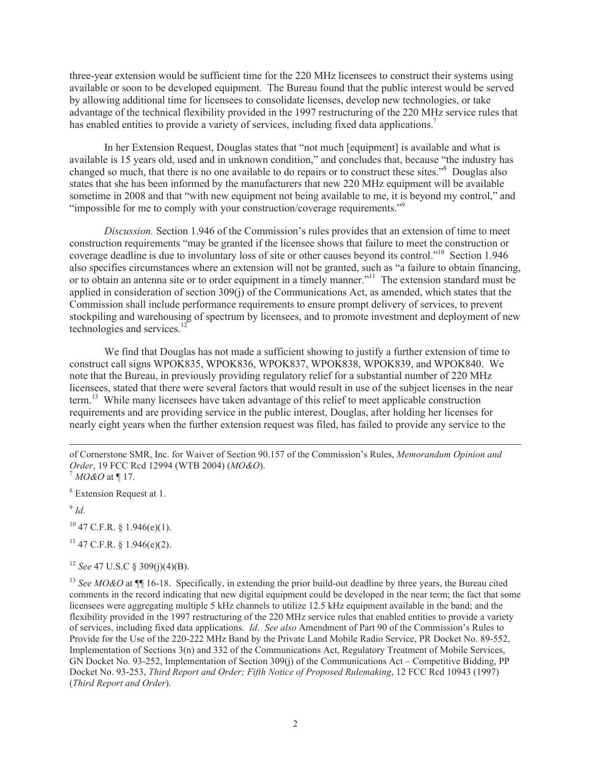three-year extension would be sufficient time for the 220 MHz licensees to construct their systems using available or soon to be developed equipment. The Bureau found that the public interest would be served by allowing additional time for licensees to consolidate licenses, develop new technologies, or take advantage of the technical flexibility provided in the 1997 restructuring of the 220 MHz service rules that has enabled entities to provide a variety of services, including fixed data applications.[7]

In her Extension Request, Douglas states that "not much [equipment] is available and what is available is 15 years old, used and in unknown condition," and concludes that, because "the industry has changed so much, that there is no one available to do repairs or to construct these sites."[8] Douglas also states that she has been informed by the manufacturers that new 220 MHz equipment will be available sometime in 2008 and that "with new equipment not being available to me, it is beyond my control," and "impossible for me to comply with your construction/coverage requirements."[9]

*Discussion.* Section 1.946 of the Commission's rules provides that an extension of time to meet construction requirements "may be granted if the licensee shows that failure to meet the construction or coverage deadline is due to involuntary loss of site or other causes beyond its control."[10] Section 1.946 also specifies circumstances where an extension will not be granted, such as "a failure to obtain financing, or to obtain an antenna site or to order equipment in a timely manner."[11] The extension standard must be applied in consideration of section 309(j) of the Communications Act, as amended, which states that the Commission shall include performance requirements to ensure prompt delivery of services, to prevent stockpiling and warehousing of spectrum by licensees, and to promote investment and deployment of new technologies and services.[12]

We find that Douglas has not made a sufficient showing to justify a further extension of time to construct call signs WPOK835, WPOK836, WPOK837, WPOK838, WPOK839, and WPOK840. We note that the Bureau, in previously providing regulatory relief for a substantial number of 220 MHz licensees, stated that there were several factors that would result in use of the subject licenses in the near term.[13] While many licensees have taken advantage of this relief to meet applicable construction requirements and are providing service in the public interest, Douglas, after holding her licenses for nearly eight years when the further extension request was filed, has failed to provide any service to the

---

of Cornerstone SMR, Inc. for Waiver of Section 90.157 of the Commission's Rules, *Memorandum Opinion and Order*, 19 FCC Rcd 12994 (WTB 2004) (*MO&O*).

[7] *MO&O* at ¶ 17.

[8] Extension Request at 1.

[9] *Id*.

[10] 47 C.F.R. § 1.946(e)(1).

[11] 47 C.F.R. § 1.946(e)(2).

[12] *See* 47 U.S.C § 309(j)(4)(B).

[13] *See MO&O* at ¶¶ 16-18. Specifically, in extending the prior build-out deadline by three years, the Bureau cited comments in the record indicating that new digital equipment could be developed in the near term; the fact that some licensees were aggregating multiple 5 kHz channels to utilize 12.5 kHz equipment available in the band; and the flexibility provided in the 1997 restructuring of the 220 MHz service rules that enabled entities to provide a variety of services, including fixed data applications. *Id*. *See also* Amendment of Part 90 of the Commission's Rules to Provide for the Use of the 220-222 MHz Band by the Private Land Mobile Radio Service, PR Docket No. 89-552, Implementation of Sections 3(n) and 332 of the Communications Act, Regulatory Treatment of Mobile Services, GN Docket No. 93-252, Implementation of Section 309(j) of the Communications Act – Competitive Bidding, PP Docket No. 93-253, *Third Report and Order; Fifth Notice of Proposed Rulemaking*, 12 FCC Rcd 10943 (1997) (*Third Report and Order*).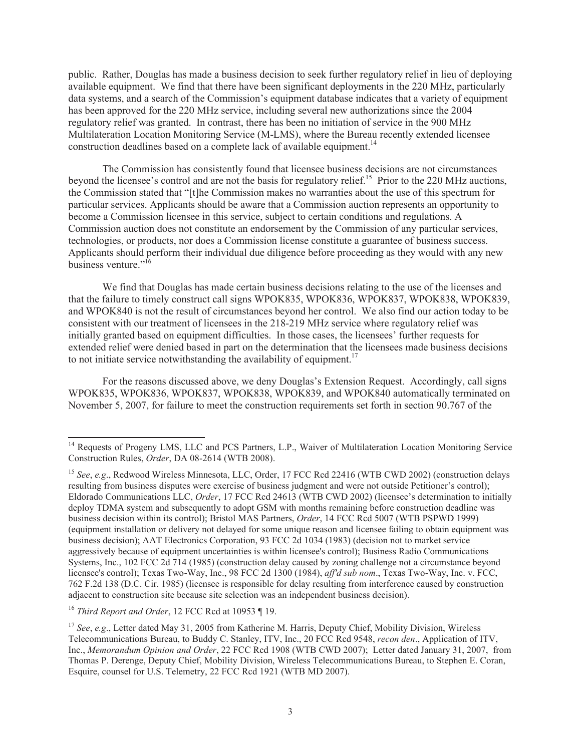public. Rather, Douglas has made a business decision to seek further regulatory relief in lieu of deploying available equipment. We find that there have been significant deployments in the 220 MHz, particularly data systems, and a search of the Commission's equipment database indicates that a variety of equipment has been approved for the 220 MHz service, including several new authorizations since the 2004 regulatory relief was granted. In contrast, there has been no initiation of service in the 900 MHz Multilateration Location Monitoring Service (M-LMS), where the Bureau recently extended licensee construction deadlines based on a complete lack of available equipment.[14]

The Commission has consistently found that licensee business decisions are not circumstances beyond the licensee's control and are not the basis for regulatory relief.[15] Prior to the 220 MHz auctions, the Commission stated that "[t]he Commission makes no warranties about the use of this spectrum for particular services. Applicants should be aware that a Commission auction represents an opportunity to become a Commission licensee in this service, subject to certain conditions and regulations. A Commission auction does not constitute an endorsement by the Commission of any particular services, technologies, or products, nor does a Commission license constitute a guarantee of business success. Applicants should perform their individual due diligence before proceeding as they would with any new business venture."[16]

We find that Douglas has made certain business decisions relating to the use of the licenses and that the failure to timely construct call signs WPOK835, WPOK836, WPOK837, WPOK838, WPOK839, and WPOK840 is not the result of circumstances beyond her control. We also find our action today to be consistent with our treatment of licensees in the 218-219 MHz service where regulatory relief was initially granted based on equipment difficulties. In those cases, the licensees' further requests for extended relief were denied based in part on the determination that the licensees made business decisions to not initiate service notwithstanding the availability of equipment.[17]

For the reasons discussed above, we deny Douglas's Extension Request. Accordingly, call signs WPOK835, WPOK836, WPOK837, WPOK838, WPOK839, and WPOK840 automatically terminated on November 5, 2007, for failure to meet the construction requirements set forth in section 90.767 of the

---

[14] Requests of Progeny LMS, LLC and PCS Partners, L.P., Waiver of Multilateration Location Monitoring Service Construction Rules, *Order*, DA 08-2614 (WTB 2008).

[15] *See*, *e.g*., Redwood Wireless Minnesota, LLC, Order, 17 FCC Rcd 22416 (WTB CWD 2002) (construction delays resulting from business disputes were exercise of business judgment and were not outside Petitioner's control); Eldorado Communications LLC, *Order*, 17 FCC Rcd 24613 (WTB CWD 2002) (licensee's determination to initially deploy TDMA system and subsequently to adopt GSM with months remaining before construction deadline was business decision within its control); Bristol MAS Partners, *Order*, 14 FCC Rcd 5007 (WTB PSPWD 1999) (equipment installation or delivery not delayed for some unique reason and licensee failing to obtain equipment was business decision); AAT Electronics Corporation, 93 FCC 2d 1034 (1983) (decision not to market service aggressively because of equipment uncertainties is within licensee's control); Business Radio Communications Systems, Inc., 102 FCC 2d 714 (1985) (construction delay caused by zoning challenge not a circumstance beyond licensee's control); Texas Two-Way, Inc., 98 FCC 2d 1300 (1984), *aff'd sub nom*., Texas Two-Way, Inc. v. FCC, 762 F.2d 138 (D.C. Cir. 1985) (licensee is responsible for delay resulting from interference caused by construction adjacent to construction site because site selection was an independent business decision).

[16] *Third Report and Order*, 12 FCC Rcd at 10953 ¶ 19.

[17] *See*, *e.g*., Letter dated May 31, 2005 from Katherine M. Harris, Deputy Chief, Mobility Division, Wireless Telecommunications Bureau, to Buddy C. Stanley, ITV, Inc., 20 FCC Rcd 9548, *recon den*., Application of ITV, Inc., *Memorandum Opinion and Order*, 22 FCC Rcd 1908 (WTB CWD 2007); Letter dated January 31, 2007, from Thomas P. Derenge, Deputy Chief, Mobility Division, Wireless Telecommunications Bureau, to Stephen E. Coran, Esquire, counsel for U.S. Telemetry, 22 FCC Rcd 1921 (WTB MD 2007).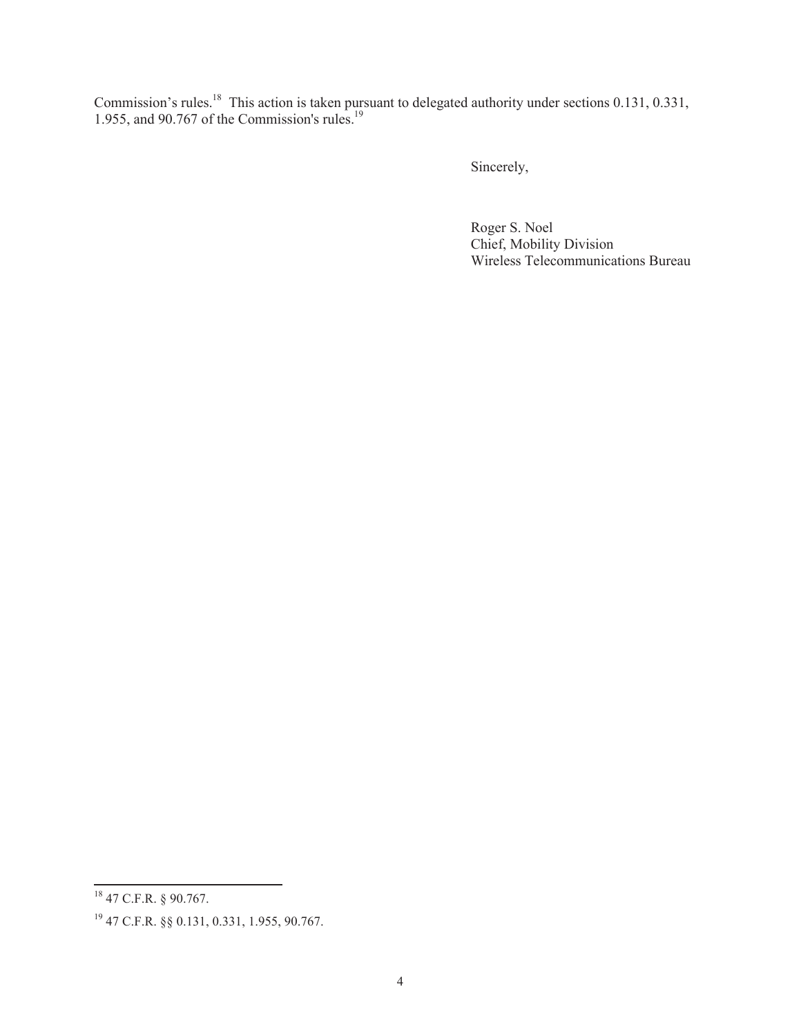Commission's rules.[18] This action is taken pursuant to delegated authority under sections 0.131, 0.331, 1.955, and 90.767 of the Commission's rules.[19]

Sincerely,

Roger S. Noel
Chief, Mobility Division
Wireless Telecommunications Bureau

---

[18] 47 C.F.R. § 90.767.

[19] 47 C.F.R. §§ 0.131, 0.331, 1.955, 90.767.